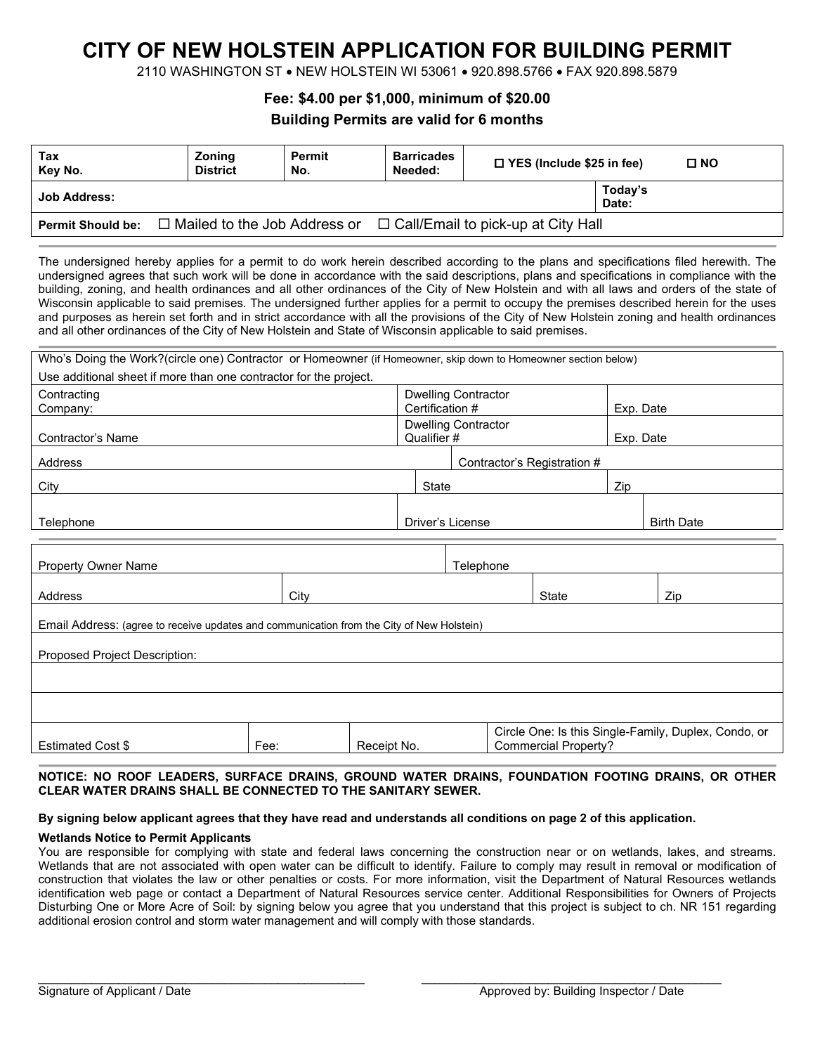# CITY OF NEW HOLSTEIN APPLICATION FOR BUILDING PERMIT

2110 WASHINGTON ST • NEW HOLSTEIN WI 53061 • 920.898.5766 • FAX 920.898.5879

**Fee: $4.00 per $1,000, minimum of $20.00**

**Building Permits are valid for 6 months**

| **Tax Key No.** | **Zoning District** | **Permit No.** | **Barricades Needed:** | ☐ **YES (Include $25 in fee)** ☐ **NO** |
|---|---|---|---|---|
| **Job Address:** | | | | **Today's Date:** |
| **Permit Should be:** ☐ Mailed to the Job Address or ☐ Call/Email to pick-up at City Hall | | | | |

The undersigned hereby applies for a permit to do work herein described according to the plans and specifications filed herewith. The undersigned agrees that such work will be done in accordance with the said descriptions, plans and specifications in compliance with the building, zoning, and health ordinances and all other ordinances of the City of New Holstein and with all laws and orders of the state of Wisconsin applicable to said premises. The undersigned further applies for a permit to occupy the premises described herein for the uses and purposes as herein set forth and in strict accordance with all the provisions of the City of New Holstein zoning and health ordinances and all other ordinances of the City of New Holstein and State of Wisconsin applicable to said premises.

| Who's Doing the Work?(circle one) Contractor or Homeowner (if Homeowner, skip down to Homeowner section below) Use additional sheet if more than one contractor for the project. | | | |
|---|---|---|---|
| Contracting Company: | Dwelling Contractor Certification # | Exp. Date | |
| Contractor's Name | Dwelling Contractor Qualifier # | Exp. Date | |
| Address | Contractor's Registration # | | |
| City | State | Zip | |
| Telephone | Driver's License | | Birth Date |

| Property Owner Name | | Telephone | |
|---|---|---|---|
| Address | City | State | Zip |
| Email Address: (agree to receive updates and communication from the City of New Holstein) | | | |
| Proposed Project Description: | | | |
| | | | |
| | | | |
| Estimated Cost $ | Fee: | Receipt No. | Circle One: Is this Single-Family, Duplex, Condo, or Commercial Property? |

**NOTICE: NO ROOF LEADERS, SURFACE DRAINS, GROUND WATER DRAINS, FOUNDATION FOOTING DRAINS, OR OTHER CLEAR WATER DRAINS SHALL BE CONNECTED TO THE SANITARY SEWER.**

**By signing below applicant agrees that they have read and understands all conditions on page 2 of this application.**

**Wetlands Notice to Permit Applicants**

You are responsible for complying with state and federal laws concerning the construction near or on wetlands, lakes, and streams. Wetlands that are not associated with open water can be difficult to identify. Failure to comply may result in removal or modification of construction that violates the law or other penalties or costs. For more information, visit the Department of Natural Resources wetlands identification web page or contact a Department of Natural Resources service center. Additional Responsibilities for Owners of Projects Disturbing One or More Acre of Soil: by signing below you agree that you understand that this project is subject to ch. NR 151 regarding additional erosion control and storm water management and will comply with those standards.

\_\_\_\_\_\_\_\_\_\_\_\_\_\_\_\_\_\_\_\_\_\_\_\_\_\_\_\_\_\_\_\_\_\_\_\_\_\_\_\_
Signature of Applicant / Date

\_\_\_\_\_\_\_\_\_\_\_\_\_\_\_\_\_\_\_\_\_\_\_\_\_\_\_\_\_\_\_\_\_\_\_\_\_\_\_\_
Approved by: Building Inspector / Date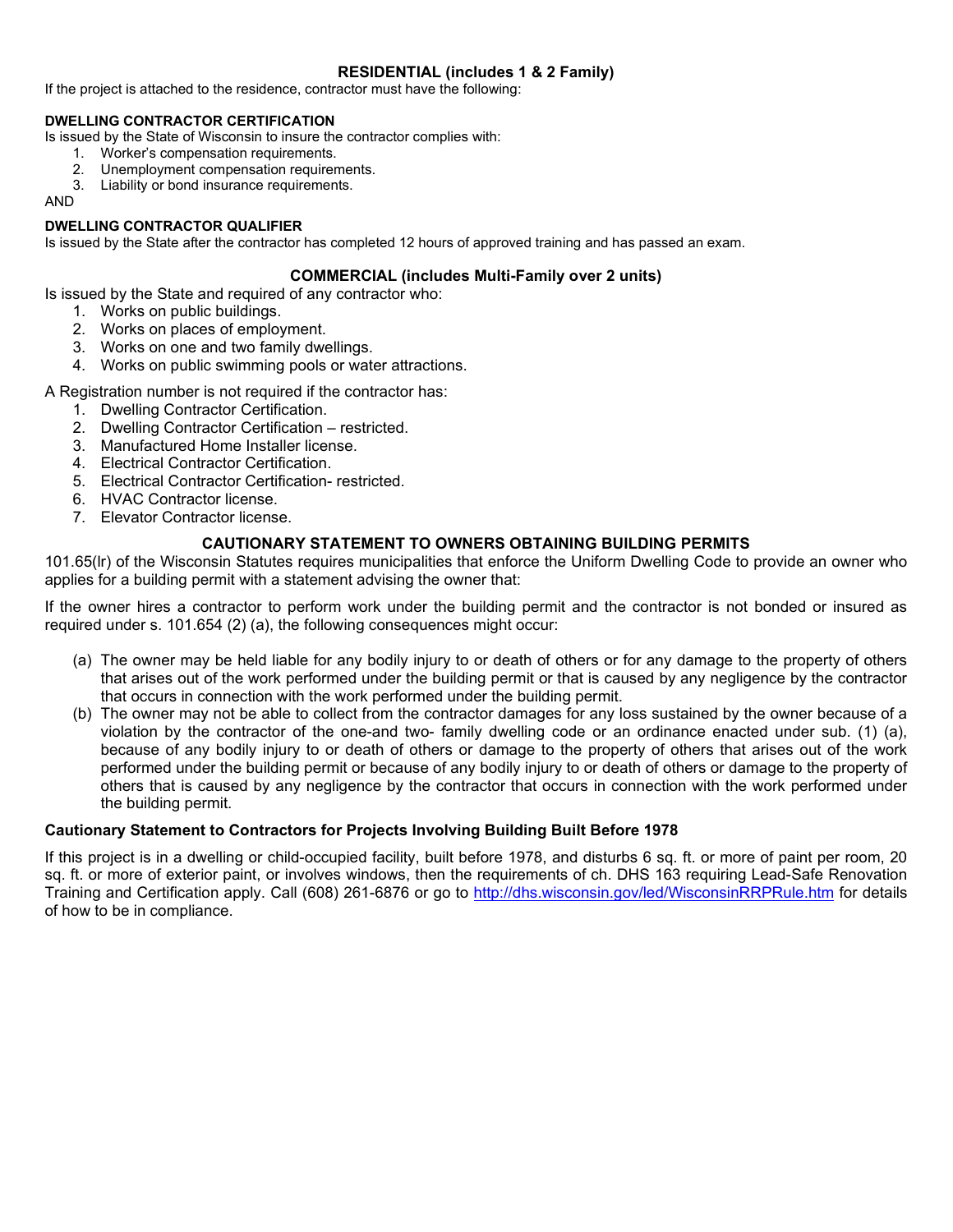## RESIDENTIAL (includes 1 & 2 Family)

If the project is attached to the residence, contractor must have the following:

**DWELLING CONTRACTOR CERTIFICATION**

Is issued by the State of Wisconsin to insure the contractor complies with:

1. Worker's compensation requirements.
2. Unemployment compensation requirements.
3. Liability or bond insurance requirements.

AND

**DWELLING CONTRACTOR QUALIFIER**

Is issued by the State after the contractor has completed 12 hours of approved training and has passed an exam.

## COMMERCIAL (includes Multi-Family over 2 units)

Is issued by the State and required of any contractor who:

1. Works on public buildings.
2. Works on places of employment.
3. Works on one and two family dwellings.
4. Works on public swimming pools or water attractions.

A Registration number is not required if the contractor has:

1. Dwelling Contractor Certification.
2. Dwelling Contractor Certification – restricted.
3. Manufactured Home Installer license.
4. Electrical Contractor Certification.
5. Electrical Contractor Certification- restricted.
6. HVAC Contractor license.
7. Elevator Contractor license.

## CAUTIONARY STATEMENT TO OWNERS OBTAINING BUILDING PERMITS

101.65(lr) of the Wisconsin Statutes requires municipalities that enforce the Uniform Dwelling Code to provide an owner who applies for a building permit with a statement advising the owner that:

If the owner hires a contractor to perform work under the building permit and the contractor is not bonded or insured as required under s. 101.654 (2) (a), the following consequences might occur:

(a) The owner may be held liable for any bodily injury to or death of others or for any damage to the property of others that arises out of the work performed under the building permit or that is caused by any negligence by the contractor that occurs in connection with the work performed under the building permit.

(b) The owner may not be able to collect from the contractor damages for any loss sustained by the owner because of a violation by the contractor of the one-and two- family dwelling code or an ordinance enacted under sub. (1) (a), because of any bodily injury to or death of others or damage to the property of others that arises out of the work performed under the building permit or because of any bodily injury to or death of others or damage to the property of others that is caused by any negligence by the contractor that occurs in connection with the work performed under the building permit.

### Cautionary Statement to Contractors for Projects Involving Building Built Before 1978

If this project is in a dwelling or child-occupied facility, built before 1978, and disturbs 6 sq. ft. or more of paint per room, 20 sq. ft. or more of exterior paint, or involves windows, then the requirements of ch. DHS 163 requiring Lead-Safe Renovation Training and Certification apply. Call (608) 261-6876 or go to http://dhs.wisconsin.gov/led/WisconsinRRPRule.htm for details of how to be in compliance.